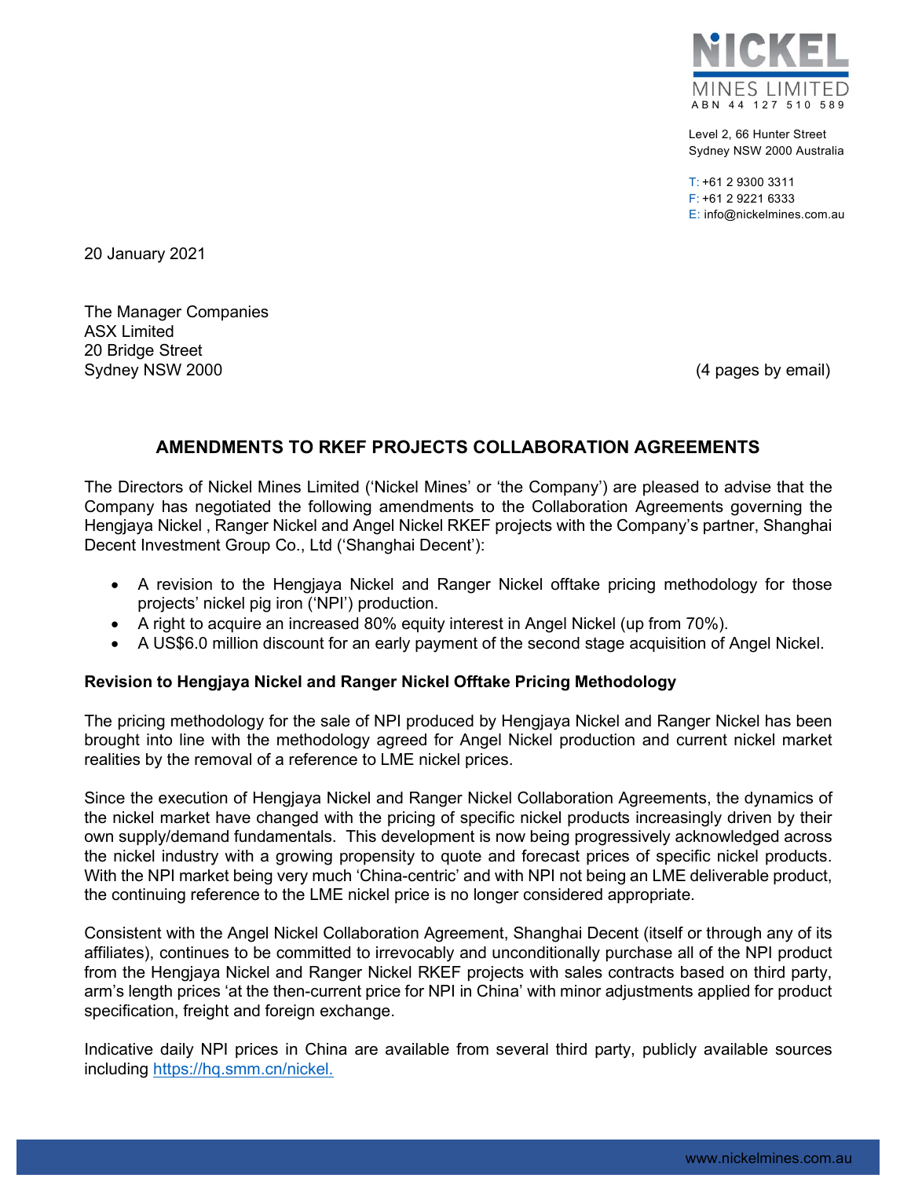NICKEL MINES LIMITED
ABN 44 127 510 589

Level 2, 66 Hunter Street
Sydney NSW 2000 Australia

T: +61 2 9300 3311
F: +61 2 9221 6333
E: info@nickelmines.com.au

20 January 2021

The Manager Companies
ASX Limited
20 Bridge Street
Sydney NSW 2000

(4 pages by email)

## AMENDMENTS TO RKEF PROJECTS COLLABORATION AGREEMENTS

The Directors of Nickel Mines Limited ('Nickel Mines' or 'the Company') are pleased to advise that the Company has negotiated the following amendments to the Collaboration Agreements governing the Hengjaya Nickel , Ranger Nickel and Angel Nickel RKEF projects with the Company's partner, Shanghai Decent Investment Group Co., Ltd ('Shanghai Decent'):

- A revision to the Hengjaya Nickel and Ranger Nickel offtake pricing methodology for those projects' nickel pig iron ('NPI') production.
- A right to acquire an increased 80% equity interest in Angel Nickel (up from 70%).
- A US$6.0 million discount for an early payment of the second stage acquisition of Angel Nickel.

**Revision to Hengjaya Nickel and Ranger Nickel Offtake Pricing Methodology**

The pricing methodology for the sale of NPI produced by Hengjaya Nickel and Ranger Nickel has been brought into line with the methodology agreed for Angel Nickel production and current nickel market realities by the removal of a reference to LME nickel prices.

Since the execution of Hengjaya Nickel and Ranger Nickel Collaboration Agreements, the dynamics of the nickel market have changed with the pricing of specific nickel products increasingly driven by their own supply/demand fundamentals. This development is now being progressively acknowledged across the nickel industry with a growing propensity to quote and forecast prices of specific nickel products. With the NPI market being very much 'China-centric' and with NPI not being an LME deliverable product, the continuing reference to the LME nickel price is no longer considered appropriate.

Consistent with the Angel Nickel Collaboration Agreement, Shanghai Decent (itself or through any of its affiliates), continues to be committed to irrevocably and unconditionally purchase all of the NPI product from the Hengjaya Nickel and Ranger Nickel RKEF projects with sales contracts based on third party, arm's length prices 'at the then-current price for NPI in China' with minor adjustments applied for product specification, freight and foreign exchange.

Indicative daily NPI prices in China are available from several third party, publicly available sources including [https://hq.smm.cn/nickel.](https://hq.smm.cn/nickel)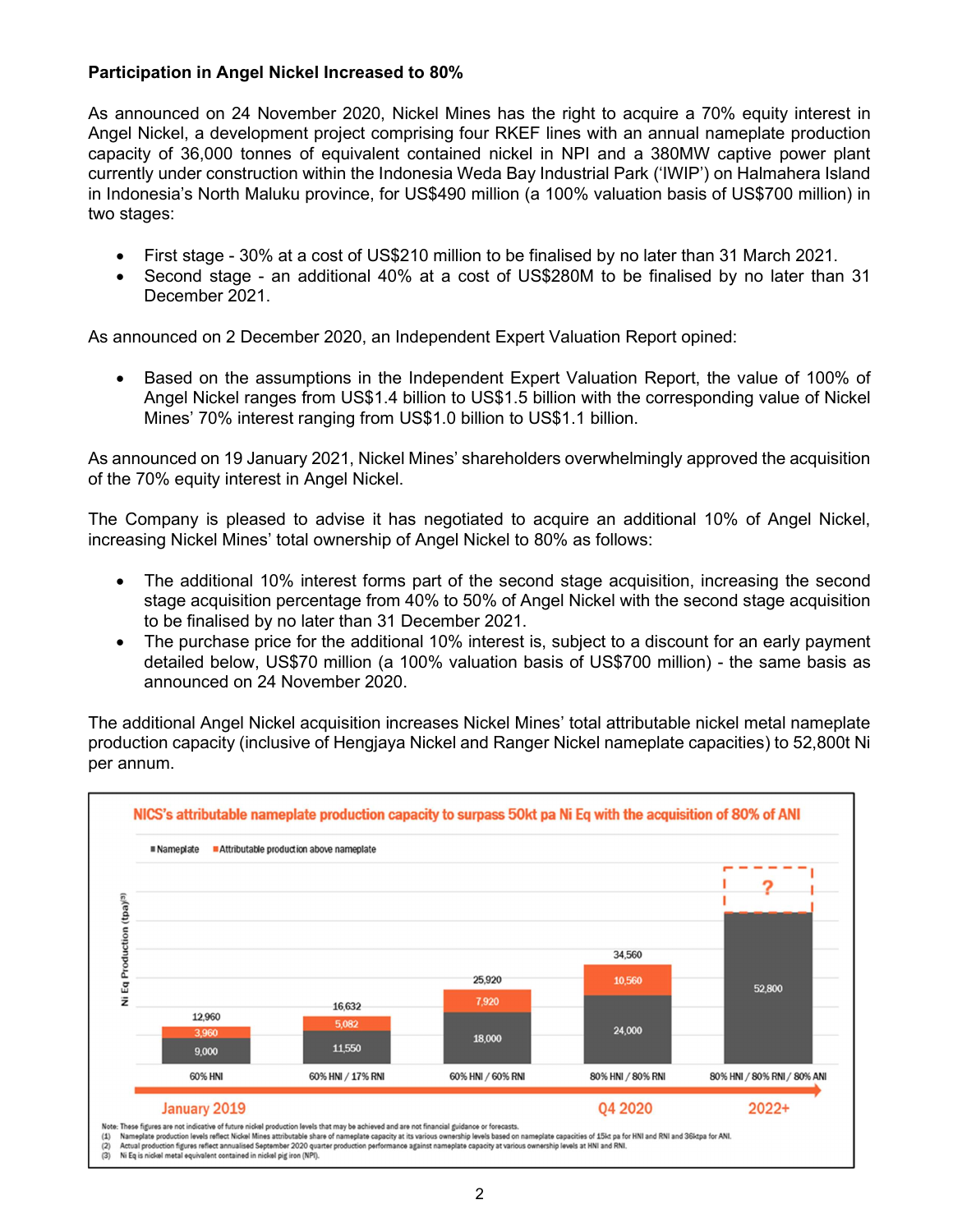**Participation in Angel Nickel Increased to 80%**

As announced on 24 November 2020, Nickel Mines has the right to acquire a 70% equity interest in Angel Nickel, a development project comprising four RKEF lines with an annual nameplate production capacity of 36,000 tonnes of equivalent contained nickel in NPI and a 380MW captive power plant currently under construction within the Indonesia Weda Bay Industrial Park ('IWIP') on Halmahera Island in Indonesia's North Maluku province, for US$490 million (a 100% valuation basis of US$700 million) in two stages:

- First stage - 30% at a cost of US$210 million to be finalised by no later than 31 March 2021.
- Second stage - an additional 40% at a cost of US$280M to be finalised by no later than 31 December 2021.

As announced on 2 December 2020, an Independent Expert Valuation Report opined:

- Based on the assumptions in the Independent Expert Valuation Report, the value of 100% of Angel Nickel ranges from US$1.4 billion to US$1.5 billion with the corresponding value of Nickel Mines' 70% interest ranging from US$1.0 billion to US$1.1 billion.

As announced on 19 January 2021, Nickel Mines' shareholders overwhelmingly approved the acquisition of the 70% equity interest in Angel Nickel.

The Company is pleased to advise it has negotiated to acquire an additional 10% of Angel Nickel, increasing Nickel Mines' total ownership of Angel Nickel to 80% as follows:

- The additional 10% interest forms part of the second stage acquisition, increasing the second stage acquisition percentage from 40% to 50% of Angel Nickel with the second stage acquisition to be finalised by no later than 31 December 2021.
- The purchase price for the additional 10% interest is, subject to a discount for an early payment detailed below, US$70 million (a 100% valuation basis of US$700 million) - the same basis as announced on 24 November 2020.

The additional Angel Nickel acquisition increases Nickel Mines' total attributable nickel metal nameplate production capacity (inclusive of Hengjaya Nickel and Ranger Nickel nameplate capacities) to 52,800t Ni per annum.

**NICS's attributable nameplate production capacity to surpass 50kt pa Ni Eq with the acquisition of 80% of ANI**

Ni Eq Production (tpa)[3]

| Ownership | Nameplate | Attributable production above nameplate | Total |
|---|---|---|---|
| 60% HNI (January 2019) | 9,000 | 3,960 | 12,960 |
| 60% HNI / 17% RNI | 11,550 | 5,082 | 16,632 |
| 60% HNI / 60% RNI | 18,000 | 7,920 | 25,920 |
| 80% HNI / 80% RNI (Q4 2020) | 24,000 | 10,560 | 34,560 |
| 80% HNI / 80% RNI / 80% ANI (2022+) | 52,800 | ? | |

Note: These figures are not indicative of future nickel production levels that may be achieved and are not financial guidance or forecasts.

(1) Nameplate production levels reflect Nickel Mines attributable share of nameplate capacity at its various ownership levels based on nameplate capacities of 15kt pa for HNI and RNI and 36ktpa for ANI.

(2) Actual production figures reflect annualised September 2020 quarter production performance against nameplate capacity at various ownership levels at HNI and RNI.

(3) Ni Eq is nickel metal equivalent contained in nickel pig iron (NPI).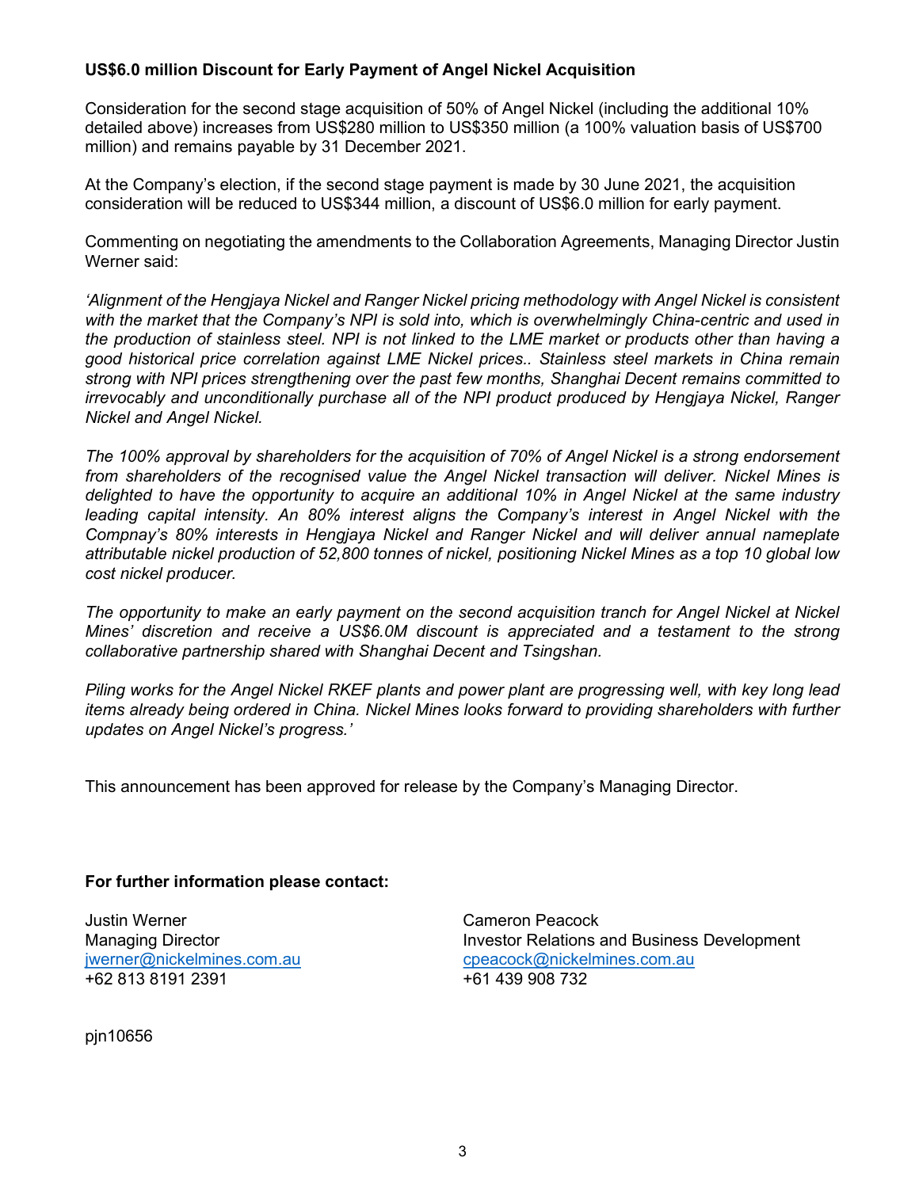**US$6.0 million Discount for Early Payment of Angel Nickel Acquisition**

Consideration for the second stage acquisition of 50% of Angel Nickel (including the additional 10% detailed above) increases from US$280 million to US$350 million (a 100% valuation basis of US$700 million) and remains payable by 31 December 2021.

At the Company's election, if the second stage payment is made by 30 June 2021, the acquisition consideration will be reduced to US$344 million, a discount of US$6.0 million for early payment.

Commenting on negotiating the amendments to the Collaboration Agreements, Managing Director Justin Werner said:

*'Alignment of the Hengjaya Nickel and Ranger Nickel pricing methodology with Angel Nickel is consistent with the market that the Company's NPI is sold into, which is overwhelmingly China-centric and used in the production of stainless steel. NPI is not linked to the LME market or products other than having a good historical price correlation against LME Nickel prices.. Stainless steel markets in China remain strong with NPI prices strengthening over the past few months, Shanghai Decent remains committed to irrevocably and unconditionally purchase all of the NPI product produced by Hengjaya Nickel, Ranger Nickel and Angel Nickel.*

*The 100% approval by shareholders for the acquisition of 70% of Angel Nickel is a strong endorsement from shareholders of the recognised value the Angel Nickel transaction will deliver. Nickel Mines is delighted to have the opportunity to acquire an additional 10% in Angel Nickel at the same industry leading capital intensity. An 80% interest aligns the Company's interest in Angel Nickel with the Compnay's 80% interests in Hengjaya Nickel and Ranger Nickel and will deliver annual nameplate attributable nickel production of 52,800 tonnes of nickel, positioning Nickel Mines as a top 10 global low cost nickel producer.*

*The opportunity to make an early payment on the second acquisition tranch for Angel Nickel at Nickel Mines' discretion and receive a US$6.0M discount is appreciated and a testament to the strong collaborative partnership shared with Shanghai Decent and Tsingshan.*

*Piling works for the Angel Nickel RKEF plants and power plant are progressing well, with key long lead items already being ordered in China. Nickel Mines looks forward to providing shareholders with further updates on Angel Nickel's progress.'*

This announcement has been approved for release by the Company's Managing Director.

**For further information please contact:**

Justin Werner
Managing Director
jwerner@nickelmines.com.au
+62 813 8191 2391

Cameron Peacock
Investor Relations and Business Development
cpeacock@nickelmines.com.au
+61 439 908 732

pjn10656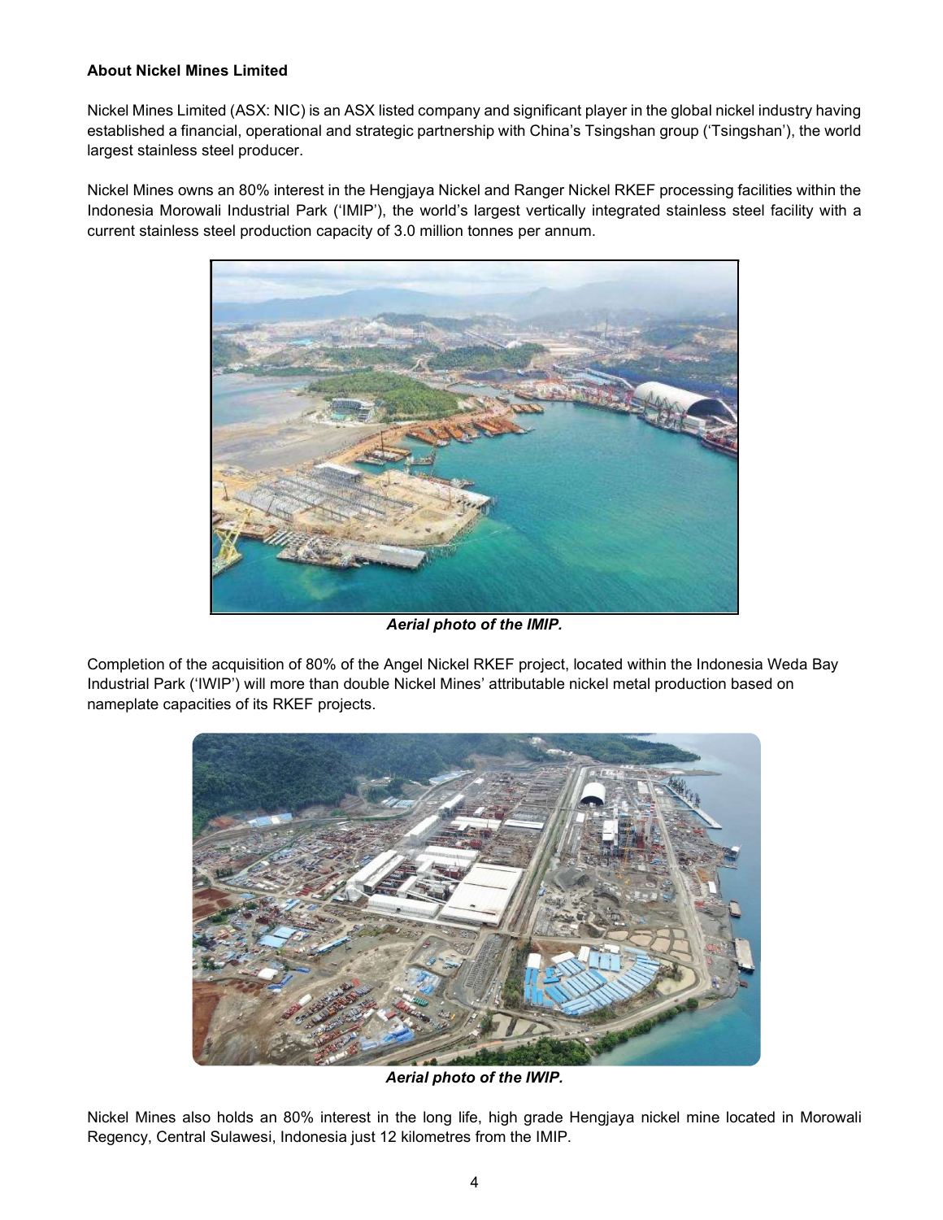**About Nickel Mines Limited**

Nickel Mines Limited (ASX: NIC) is an ASX listed company and significant player in the global nickel industry having established a financial, operational and strategic partnership with China's Tsingshan group ('Tsingshan'), the world largest stainless steel producer.

Nickel Mines owns an 80% interest in the Hengjaya Nickel and Ranger Nickel RKEF processing facilities within the Indonesia Morowali Industrial Park ('IMIP'), the world's largest vertically integrated stainless steel facility with a current stainless steel production capacity of 3.0 million tonnes per annum.

***Aerial photo of the IMIP.***

Completion of the acquisition of 80% of the Angel Nickel RKEF project, located within the Indonesia Weda Bay Industrial Park ('IWIP') will more than double Nickel Mines' attributable nickel metal production based on nameplate capacities of its RKEF projects.

***Aerial photo of the IWIP.***

Nickel Mines also holds an 80% interest in the long life, high grade Hengjaya nickel mine located in Morowali Regency, Central Sulawesi, Indonesia just 12 kilometres from the IMIP.